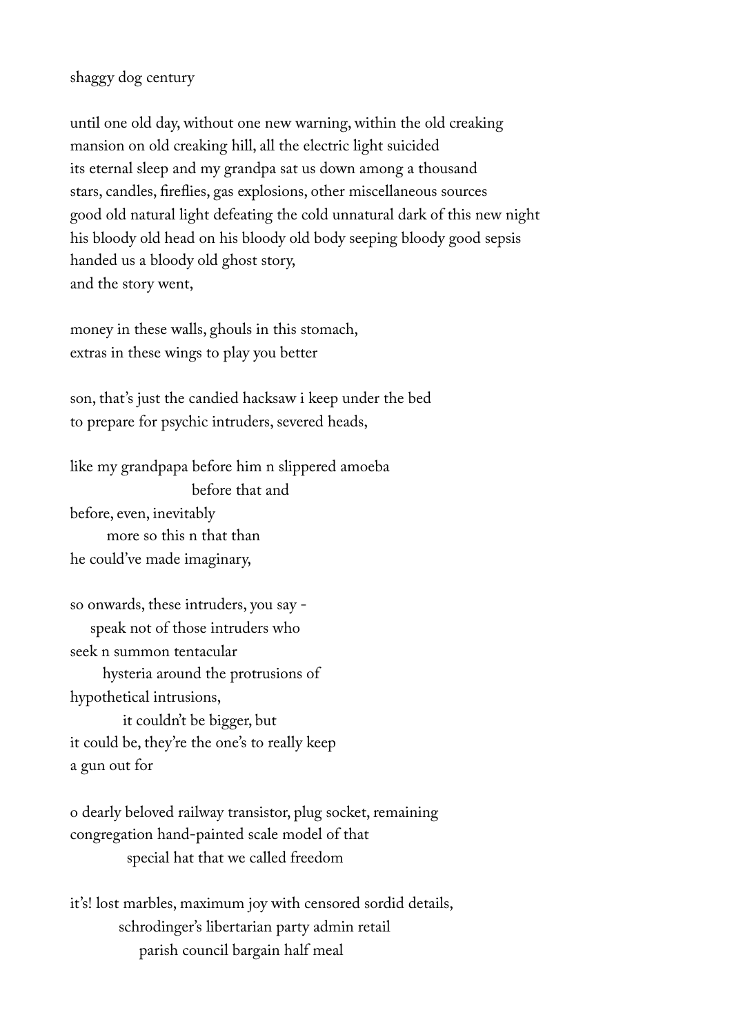shaggy dog century

until one old day, without one new warning, within the old creaking
mansion on old creaking hill, all the electric light suicided
its eternal sleep and my grandpa sat us down among a thousand
stars, candles, fireflies, gas explosions, other miscellaneous sources
good old natural light defeating the cold unnatural dark of this new night
his bloody old head on his bloody old body seeping bloody good sepsis
handed us a bloody old ghost story,
and the story went,

money in these walls, ghouls in this stomach,
extras in these wings to play you better

son, that's just the candied hacksaw i keep under the bed
to prepare for psychic intruders, severed heads,

like my grandpapa before him n slippered amoeba
&nbsp;&nbsp;&nbsp;&nbsp;&nbsp;&nbsp;&nbsp;&nbsp;&nbsp;&nbsp;&nbsp;&nbsp;&nbsp;&nbsp;&nbsp;&nbsp;&nbsp;&nbsp;&nbsp;&nbsp;&nbsp;&nbsp;&nbsp;&nbsp;before that and
before, even, inevitably
&nbsp;&nbsp;&nbsp;&nbsp;&nbsp;&nbsp;&nbsp;&nbsp;more so this n that than
he could've made imaginary,

so onwards, these intruders, you say -
&nbsp;&nbsp;&nbsp;&nbsp;speak not of those intruders who
seek n summon tentacular
&nbsp;&nbsp;&nbsp;&nbsp;&nbsp;&nbsp;&nbsp;hysteria around the protrusions of
hypothetical intrusions,
&nbsp;&nbsp;&nbsp;&nbsp;&nbsp;&nbsp;&nbsp;&nbsp;&nbsp;&nbsp;&nbsp;it couldn't be bigger, but
it could be, they're the one's to really keep
a gun out for

o dearly beloved railway transistor, plug socket, remaining
congregation hand-painted scale model of that
&nbsp;&nbsp;&nbsp;&nbsp;&nbsp;&nbsp;&nbsp;&nbsp;&nbsp;&nbsp;&nbsp;&nbsp;special hat that we called freedom

it's! lost marbles, maximum joy with censored sordid details,
&nbsp;&nbsp;&nbsp;&nbsp;&nbsp;&nbsp;&nbsp;&nbsp;&nbsp;&nbsp;schrodinger's libertarian party admin retail
&nbsp;&nbsp;&nbsp;&nbsp;&nbsp;&nbsp;&nbsp;&nbsp;&nbsp;&nbsp;&nbsp;&nbsp;&nbsp;&nbsp;parish council bargain half meal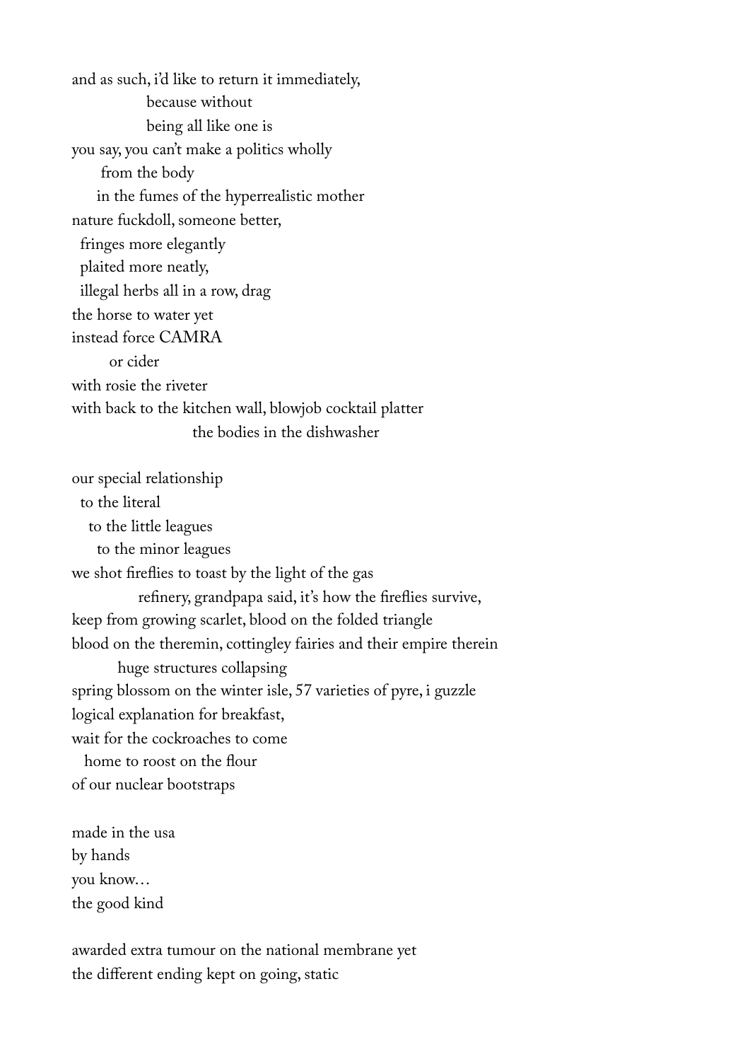and as such, i'd like to return it immediately,
                because without
                being all like one is
you say, you can't make a politics wholly
      from the body
     in the fumes of the hyperrealistic mother
nature fuckdoll, someone better,
  fringes more elegantly
  plaited more neatly,
  illegal herbs all in a row, drag
the horse to water yet
instead force CAMRA
        or cider
with rosie the riveter
with back to the kitchen wall, blowjob cocktail platter
                          the bodies in the dishwasher

our special relationship
  to the literal
    to the little leagues
      to the minor leagues
we shot fireflies to toast by the light of the gas
              refinery, grandpapa said, it's how the fireflies survive,
keep from growing scarlet, blood on the folded triangle
blood on the theremin, cottingley fairies and their empire therein
          huge structures collapsing
spring blossom on the winter isle, 57 varieties of pyre, i guzzle
logical explanation for breakfast,
wait for the cockroaches to come
   home to roost on the flour
of our nuclear bootstraps

made in the usa
by hands
you know…
the good kind

awarded extra tumour on the national membrane yet
the different ending kept on going, static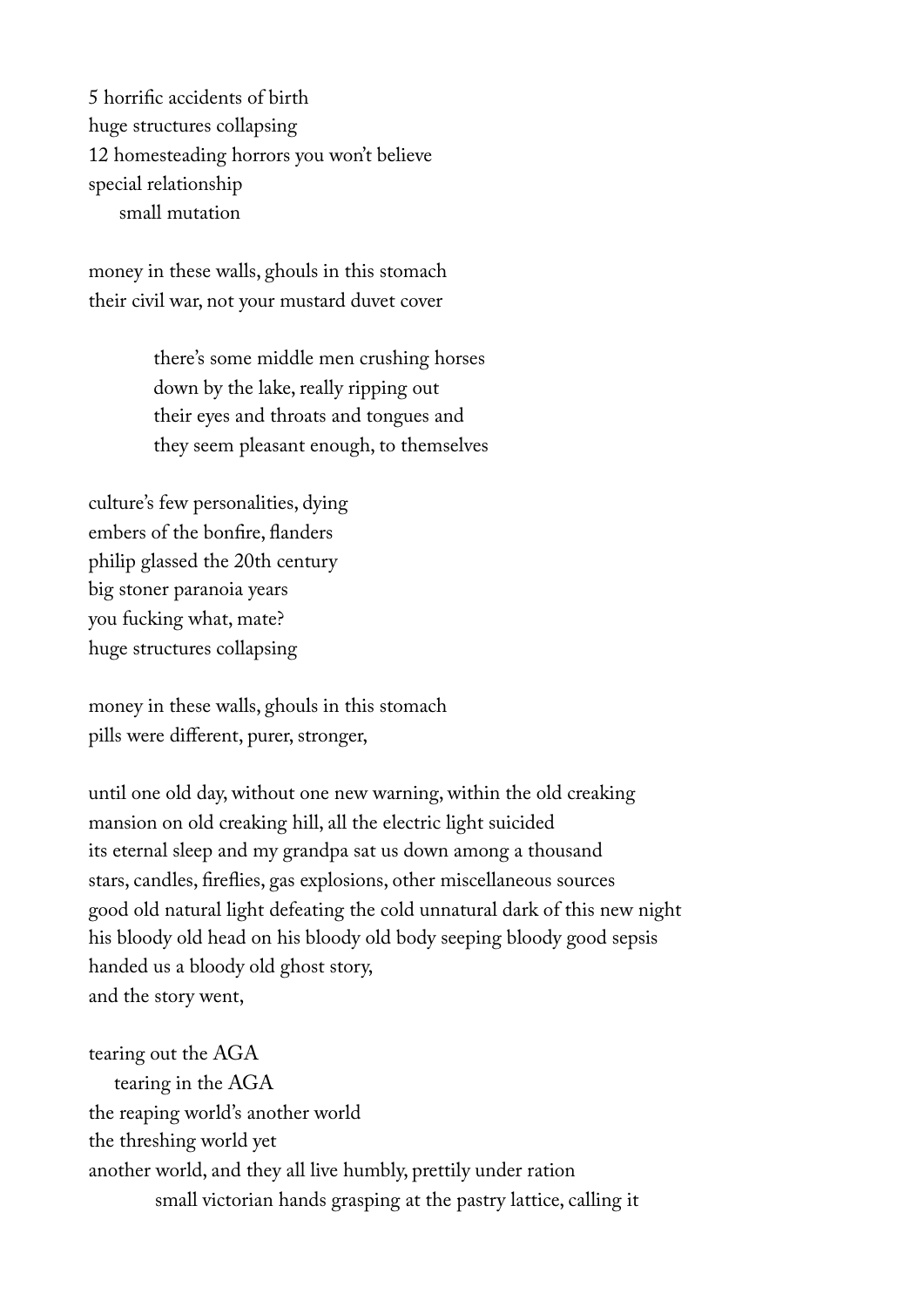5 horrific accidents of birth
huge structures collapsing
12 homesteading horrors you won't believe
special relationship
&nbsp;&nbsp;&nbsp;&nbsp;small mutation

money in these walls, ghouls in this stomach
their civil war, not your mustard duvet cover

&nbsp;&nbsp;&nbsp;&nbsp;&nbsp;&nbsp;&nbsp;&nbsp;&nbsp;&nbsp;&nbsp;&nbsp;there's some middle men crushing horses
&nbsp;&nbsp;&nbsp;&nbsp;&nbsp;&nbsp;&nbsp;&nbsp;&nbsp;&nbsp;&nbsp;&nbsp;down by the lake, really ripping out
&nbsp;&nbsp;&nbsp;&nbsp;&nbsp;&nbsp;&nbsp;&nbsp;&nbsp;&nbsp;&nbsp;&nbsp;their eyes and throats and tongues and
&nbsp;&nbsp;&nbsp;&nbsp;&nbsp;&nbsp;&nbsp;&nbsp;&nbsp;&nbsp;&nbsp;&nbsp;they seem pleasant enough, to themselves

culture's few personalities, dying
embers of the bonfire, flanders
philip glassed the 20th century
big stoner paranoia years
you fucking what, mate?
huge structures collapsing

money in these walls, ghouls in this stomach
pills were different, purer, stronger,

until one old day, without one new warning, within the old creaking
mansion on old creaking hill, all the electric light suicided
its eternal sleep and my grandpa sat us down among a thousand
stars, candles, fireflies, gas explosions, other miscellaneous sources
good old natural light defeating the cold unnatural dark of this new night
his bloody old head on his bloody old body seeping bloody good sepsis
handed us a bloody old ghost story,
and the story went,

tearing out the AGA
&nbsp;&nbsp;&nbsp;&nbsp;tearing in the AGA
the reaping world's another world
the threshing world yet
another world, and they all live humbly, prettily under ration
&nbsp;&nbsp;&nbsp;&nbsp;&nbsp;&nbsp;&nbsp;&nbsp;&nbsp;&nbsp;&nbsp;&nbsp;small victorian hands grasping at the pastry lattice, calling it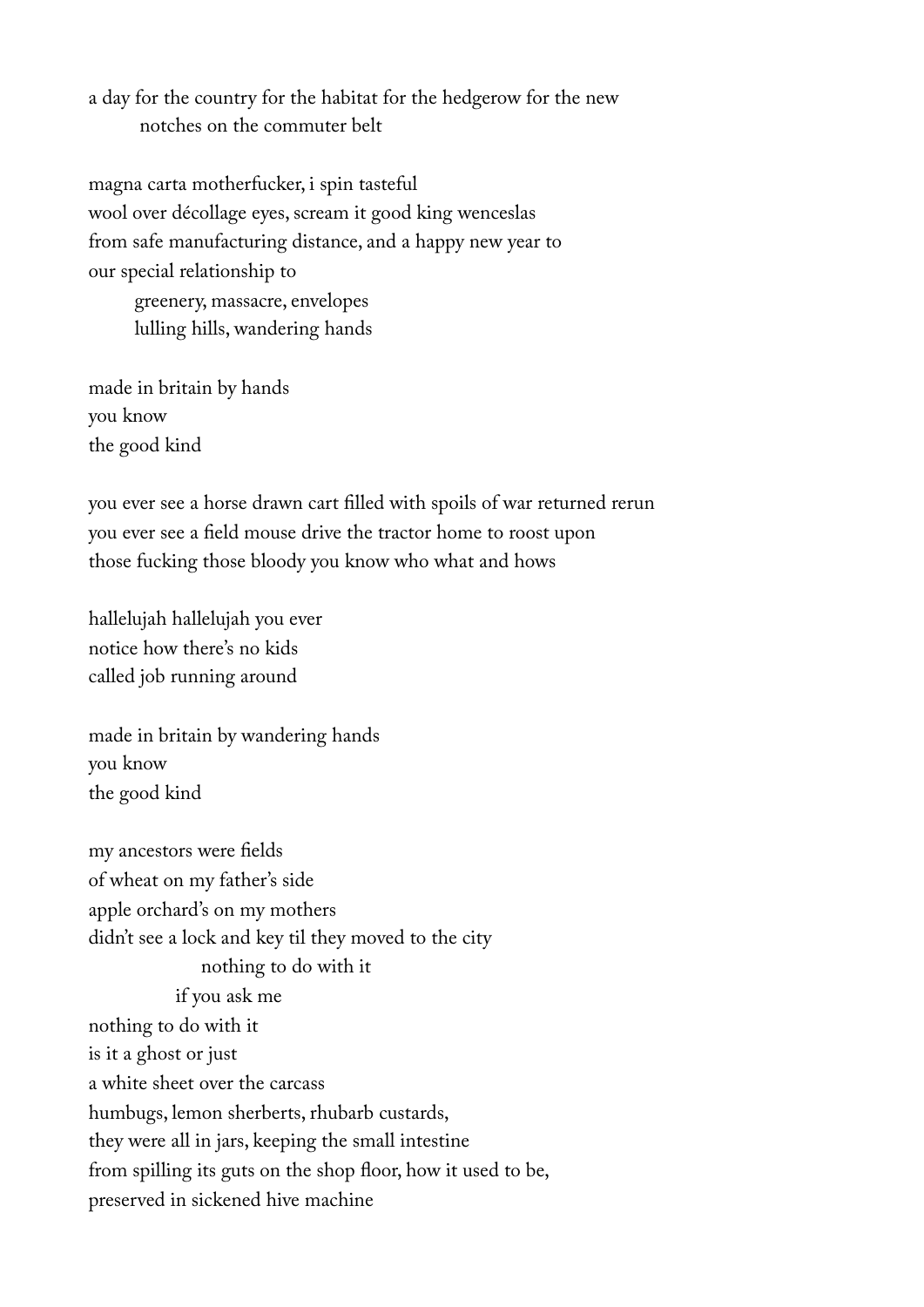a day for the country for the habitat for the hedgerow for the new
&nbsp;&nbsp;&nbsp;&nbsp;&nbsp;&nbsp;&nbsp;&nbsp;notches on the commuter belt

magna carta motherfucker, i spin tasteful
wool over décollage eyes, scream it good king wenceslas
from safe manufacturing distance, and a happy new year to
our special relationship to
&nbsp;&nbsp;&nbsp;&nbsp;&nbsp;&nbsp;&nbsp;&nbsp;greenery, massacre, envelopes
&nbsp;&nbsp;&nbsp;&nbsp;&nbsp;&nbsp;&nbsp;&nbsp;lulling hills, wandering hands

made in britain by hands
you know
the good kind

you ever see a horse drawn cart filled with spoils of war returned rerun
you ever see a field mouse drive the tractor home to roost upon
those fucking those bloody you know who what and hows

hallelujah hallelujah you ever
notice how there's no kids
called job running around

made in britain by wandering hands
you know
the good kind

my ancestors were fields
of wheat on my father's side
apple orchard's on my mothers
didn't see a lock and key til they moved to the city
&nbsp;&nbsp;&nbsp;&nbsp;&nbsp;&nbsp;&nbsp;&nbsp;&nbsp;&nbsp;&nbsp;&nbsp;&nbsp;&nbsp;&nbsp;&nbsp;&nbsp;&nbsp;&nbsp;&nbsp;nothing to do with it
&nbsp;&nbsp;&nbsp;&nbsp;&nbsp;&nbsp;&nbsp;&nbsp;&nbsp;&nbsp;&nbsp;&nbsp;&nbsp;&nbsp;&nbsp;&nbsp;if you ask me
nothing to do with it
is it a ghost or just
a white sheet over the carcass
humbugs, lemon sherberts, rhubarb custards,
they were all in jars, keeping the small intestine
from spilling its guts on the shop floor, how it used to be,
preserved in sickened hive machine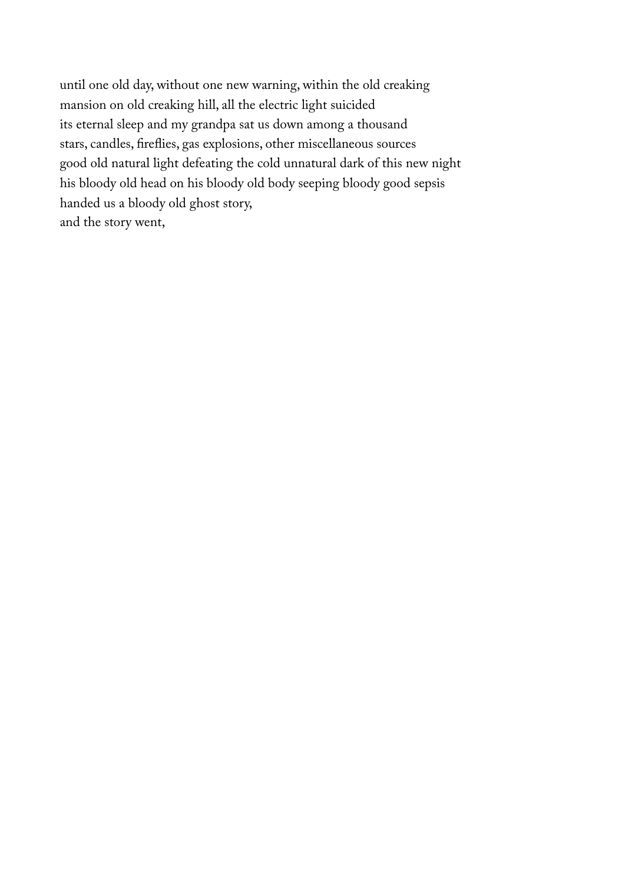until one old day, without one new warning, within the old creaking
mansion on old creaking hill, all the electric light suicided
its eternal sleep and my grandpa sat us down among a thousand
stars, candles, fireflies, gas explosions, other miscellaneous sources
good old natural light defeating the cold unnatural dark of this new night
his bloody old head on his bloody old body seeping bloody good sepsis
handed us a bloody old ghost story,
and the story went,